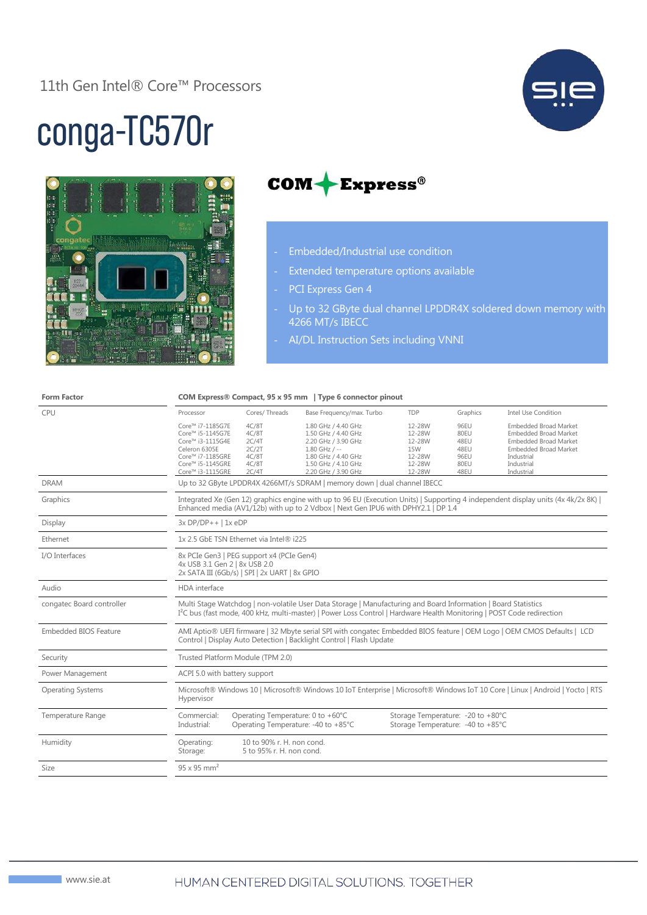11th Gen Intel® Core™ Processors

# conga-TC570r

COM Express®

- Embedded/Industrial use condition
- Extended temperature options available
- PCI Express Gen 4
- Up to 32 GByte dual channel LPDDR4X soldered down memory with 4266 MT/s IBECC
- AI/DL Instruction Sets including VNNI

| **Form Factor** | **COM Express® Compact, 95 x 95 mm \| Type 6 connector pinout** |
|---|---|
| CPU | see table below |
| DRAM | Up to 32 GByte LPDDR4X 4266MT/s SDRAM \| memory down \| dual channel IBECC |
| Graphics | Integrated Xe (Gen 12) graphics engine with up to 96 EU (Execution Units) \| Supporting 4 independent display units (4x 4k/2x 8K) \| Enhanced media (AV1/12b) with up to 2 Vdbox \| Next Gen IPU6 with DPHY2.1 \| DP 1.4 |
| Display | 3x DP/DP++ \| 1x eDP |
| Ethernet | 1x 2.5 GbE TSN Ethernet via Intel® i225 |
| I/O Interfaces | 8x PCIe Gen3 \| PEG support x4 (PCIe Gen4)<br>4x USB 3.1 Gen 2 \| 8x USB 2.0<br>2x SATA III (6Gb/s) \| SPI \| 2x UART \| 8x GPIO |
| Audio | HDA interface |
| congatec Board controller | Multi Stage Watchdog \| non-volatile User Data Storage \| Manufacturing and Board Information \| Board Statistics<br>I²C bus (fast mode, 400 kHz, multi-master) \| Power Loss Control \| Hardware Health Monitoring \| POST Code redirection |
| Embedded BIOS Feature | AMI Aptio® UEFI firmware \| 32 Mbyte serial SPI with congatec Embedded BIOS feature \| OEM Logo \| OEM CMOS Defaults \| LCD Control \| Display Auto Detection \| Backlight Control \| Flash Update |
| Security | Trusted Platform Module (TPM 2.0) |
| Power Management | ACPI 5.0 with battery support |
| Operating Systems | Microsoft® Windows 10 \| Microsoft® Windows 10 IoT Enterprise \| Microsoft® Windows IoT 10 Core \| Linux \| Android \| Yocto \| RTS Hypervisor |
| Temperature Range | Commercial: Operating Temperature: 0 to +60°C; Storage Temperature: -20 to +80°C<br>Industrial: Operating Temperature: -40 to +85°C; Storage Temperature: -40 to +85°C |
| Humidity | Operating: 10 to 90% r. H. non cond.<br>Storage: 5 to 95% r. H. non cond. |
| Size | 95 x 95 mm² |

CPU:

| Processor | Cores/ Threads | Base Frequency/max. Turbo | TDP | Graphics | Intel Use Condition |
|---|---|---|---|---|---|
| Core™ i7-1185G7E | 4C/8T | 1.80 GHz / 4.40 GHz | 12-28W | 96EU | Embedded Broad Market |
| Core™ i5-1145G7E | 4C/8T | 1.50 GHz / 4.40 GHz | 12-28W | 80EU | Embedded Broad Market |
| Core™ i3-1115G4E | 2C/4T | 2.20 GHz / 3.90 GHz | 12-28W | 48EU | Embedded Broad Market |
| Celeron 6305E | 2C/2T | 1.80 GHz / -- | 15W | 48EU | Embedded Broad Market |
| Core™ i7-1185GRE | 4C/8T | 1.80 GHz / 4.40 GHz | 12-28W | 96EU | Industrial |
| Core™ i5-1145GRE | 4C/8T | 1.50 GHz / 4.10 GHz | 12-28W | 80EU | Industrial |
| Core™ i3-1115GRE | 2C/4T | 2.20 GHz / 3.90 GHz | 12-28W | 48EU | Industrial |

www.sie.at

HUMAN CENTERED DIGITAL SOLUTIONS. TOGETHER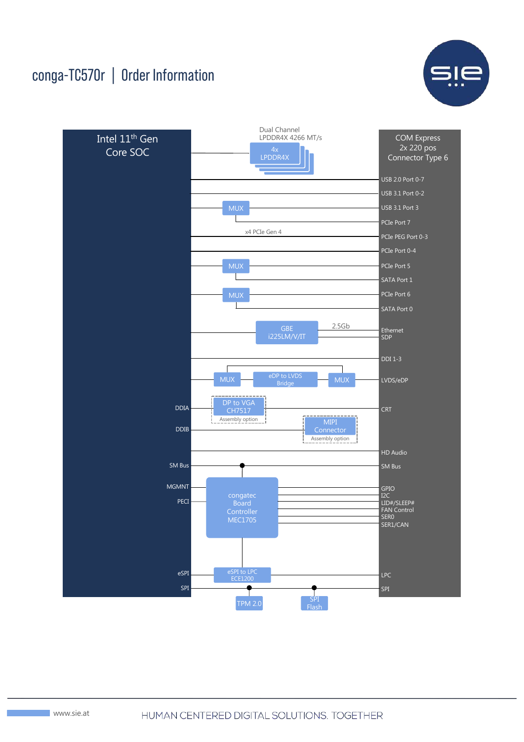# conga-TC570r | Order Information

Intel 11th Gen Core SOC

Dual Channel LPDDR4X 4266 MT/s

4x LPDDR4X

COM Express 2x 220 pos Connector Type 6

USB 2.0 Port 0-7

USB 3.1 Port 0-2

MUX

USB 3.1 Port 3

PCIe Port 7

x4 PCIe Gen 4

PCIe PEG Port 0-3

PCIe Port 0-4

MUX

PCIe Port 5

SATA Port 1

MUX

PCIe Port 6

SATA Port 0

GBE i225LM/V/IT

2.5Gb

Ethernet SDP

DDI 1-3

MUX

eDP to LVDS Bridge

MUX

LVDS/eDP

DDIA

DP to VGA CH7517 Assembly option

CRT

DDIB

MIPI Connector Assembly option

HD Audio

SM Bus

SM Bus

MGMNT

PECI

congatec Board Controller MEC1705

GPIO

I2C

LID#/SLEEP#

FAN Control

SER0

SER1/CAN

eSPI

eSPI to LPC ECE1200

LPC

SPI

SPI

TPM 2.0

SPI Flash

www.sie.at

HUMAN CENTERED DIGITAL SOLUTIONS. TOGETHER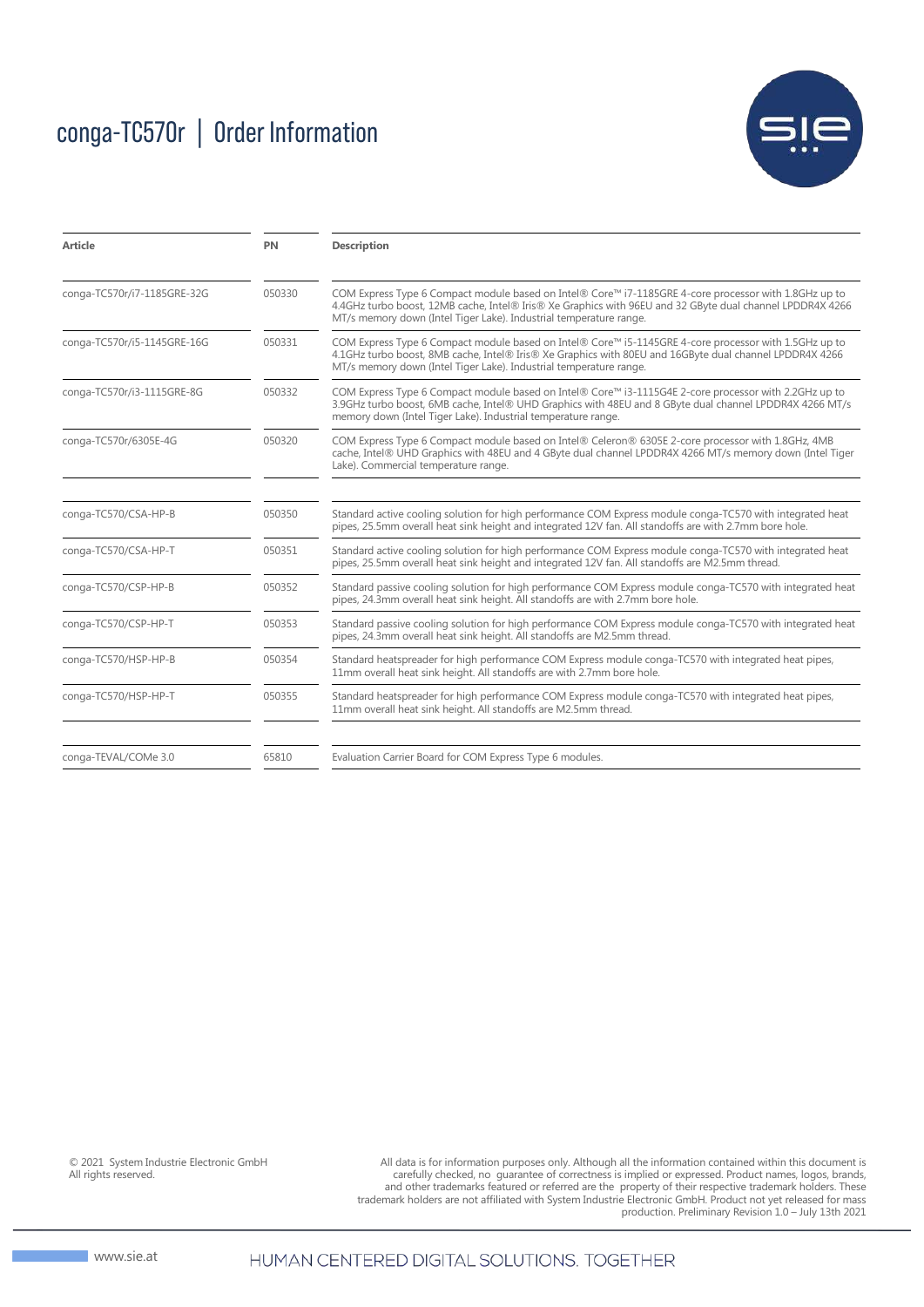# conga-TC570r | Order Information

| Article | PN | Description |
|---|---|---|
| conga-TC570r/i7-1185GRE-32G | 050330 | COM Express Type 6 Compact module based on Intel® Core™ i7-1185GRE 4-core processor with 1.8GHz up to 4.4GHz turbo boost, 12MB cache, Intel® Iris® Xe Graphics with 96EU and 32 GByte dual channel LPDDR4X 4266 MT/s memory down (Intel Tiger Lake). Industrial temperature range. |
| conga-TC570r/i5-1145GRE-16G | 050331 | COM Express Type 6 Compact module based on Intel® Core™ i5-1145GRE 4-core processor with 1.5GHz up to 4.1GHz turbo boost, 8MB cache, Intel® Iris® Xe Graphics with 80EU and 16GByte dual channel LPDDR4X 4266 MT/s memory down (Intel Tiger Lake). Industrial temperature range. |
| conga-TC570r/i3-1115GRE-8G | 050332 | COM Express Type 6 Compact module based on Intel® Core™ i3-1115G4E 2-core processor with 2.2GHz up to 3.9GHz turbo boost, 6MB cache, Intel® UHD Graphics with 48EU and 8 GByte dual channel LPDDR4X 4266 MT/s memory down (Intel Tiger Lake). Industrial temperature range. |
| conga-TC570r/6305E-4G | 050320 | COM Express Type 6 Compact module based on Intel® Celeron® 6305E 2-core processor with 1.8GHz, 4MB cache, Intel® UHD Graphics with 48EU and 4 GByte dual channel LPDDR4X 4266 MT/s memory down (Intel Tiger Lake). Commercial temperature range. |
| conga-TC570/CSA-HP-B | 050350 | Standard active cooling solution for high performance COM Express module conga-TC570 with integrated heat pipes, 25.5mm overall heat sink height and integrated 12V fan. All standoffs are with 2.7mm bore hole. |
| conga-TC570/CSA-HP-T | 050351 | Standard active cooling solution for high performance COM Express module conga-TC570 with integrated heat pipes, 25.5mm overall heat sink height and integrated 12V fan. All standoffs are M2.5mm thread. |
| conga-TC570/CSP-HP-B | 050352 | Standard passive cooling solution for high performance COM Express module conga-TC570 with integrated heat pipes, 24.3mm overall heat sink height. All standoffs are with 2.7mm bore hole. |
| conga-TC570/CSP-HP-T | 050353 | Standard passive cooling solution for high performance COM Express module conga-TC570 with integrated heat pipes, 24.3mm overall heat sink height. All standoffs are M2.5mm thread. |
| conga-TC570/HSP-HP-B | 050354 | Standard heatspreader for high performance COM Express module conga-TC570 with integrated heat pipes, 11mm overall heat sink height. All standoffs are with 2.7mm bore hole. |
| conga-TC570/HSP-HP-T | 050355 | Standard heatspreader for high performance COM Express module conga-TC570 with integrated heat pipes, 11mm overall heat sink height. All standoffs are M2.5mm thread. |
| conga-TEVAL/COMe 3.0 | 65810 | Evaluation Carrier Board for COM Express Type 6 modules. |

© 2021 System Industrie Electronic GmbH
All rights reserved.

All data is for information purposes only. Although all the information contained within this document is carefully checked, no guarantee of correctness is implied or expressed. Product names, logos, brands, and other trademarks featured or referred are the property of their respective trademark holders. These trademark holders are not affiliated with System Industrie Electronic GmbH. Product not yet released for mass production. Preliminary Revision 1.0 – July 13th 2021

www.sie.at

HUMAN CENTERED DIGITAL SOLUTIONS. TOGETHER